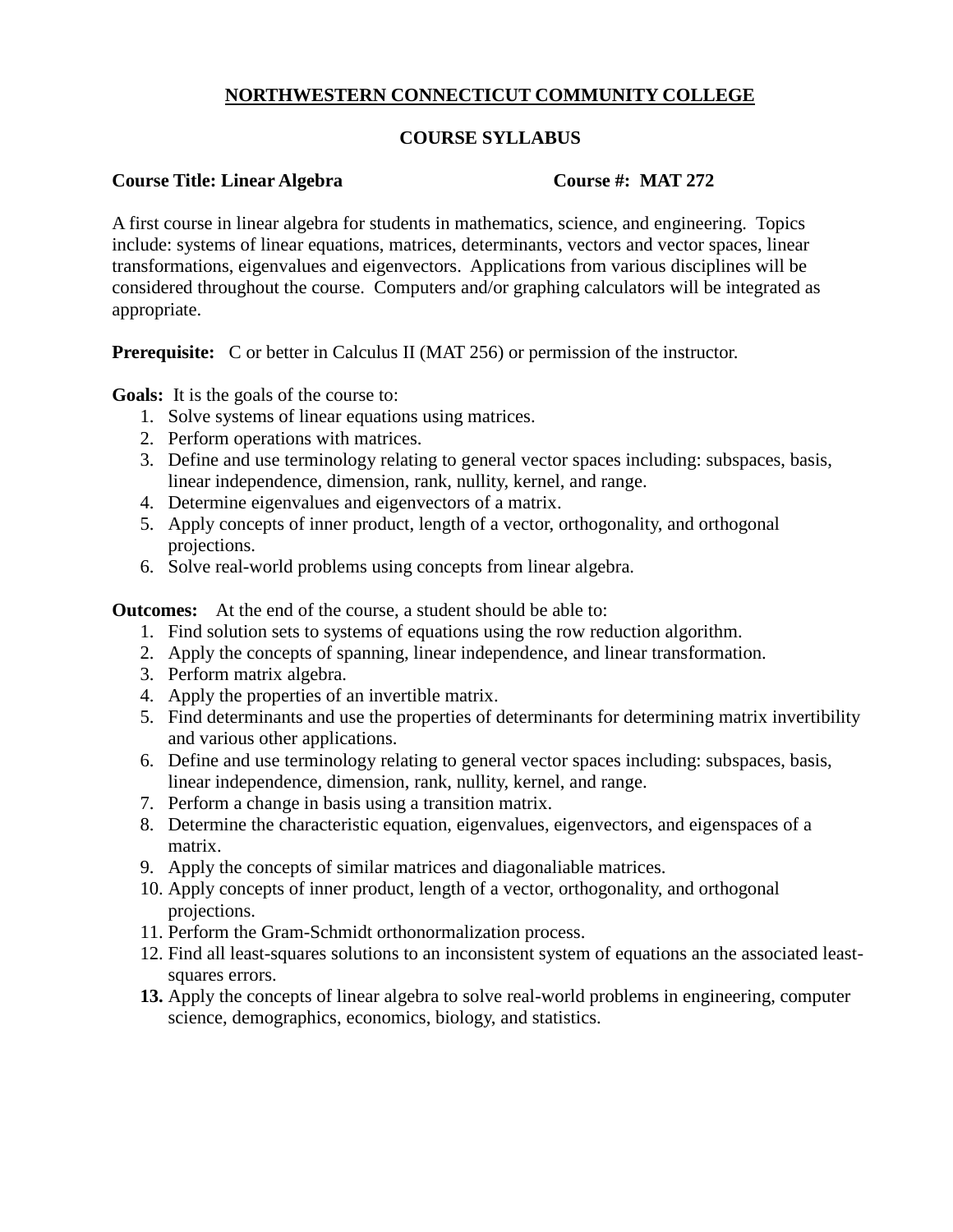# NORTHWESTERN CONNECTICUT COMMUNITY COLLEGE

## COURSE SYLLABUS

**Course Title: Linear Algebra** **Course #: MAT 272**

A first course in linear algebra for students in mathematics, science, and engineering. Topics include: systems of linear equations, matrices, determinants, vectors and vector spaces, linear transformations, eigenvalues and eigenvectors. Applications from various disciplines will be considered throughout the course. Computers and/or graphing calculators will be integrated as appropriate.

**Prerequisite:** C or better in Calculus II (MAT 256) or permission of the instructor.

**Goals:** It is the goals of the course to:

1. Solve systems of linear equations using matrices.
2. Perform operations with matrices.
3. Define and use terminology relating to general vector spaces including: subspaces, basis, linear independence, dimension, rank, nullity, kernel, and range.
4. Determine eigenvalues and eigenvectors of a matrix.
5. Apply concepts of inner product, length of a vector, orthogonality, and orthogonal projections.
6. Solve real-world problems using concepts from linear algebra.

**Outcomes:** At the end of the course, a student should be able to:

1. Find solution sets to systems of equations using the row reduction algorithm.
2. Apply the concepts of spanning, linear independence, and linear transformation.
3. Perform matrix algebra.
4. Apply the properties of an invertible matrix.
5. Find determinants and use the properties of determinants for determining matrix invertibility and various other applications.
6. Define and use terminology relating to general vector spaces including: subspaces, basis, linear independence, dimension, rank, nullity, kernel, and range.
7. Perform a change in basis using a transition matrix.
8. Determine the characteristic equation, eigenvalues, eigenvectors, and eigenspaces of a matrix.
9. Apply the concepts of similar matrices and diagonaliable matrices.
10. Apply concepts of inner product, length of a vector, orthogonality, and orthogonal projections.
11. Perform the Gram-Schmidt orthonormalization process.
12. Find all least-squares solutions to an inconsistent system of equations an the associated least-squares errors.
13. Apply the concepts of linear algebra to solve real-world problems in engineering, computer science, demographics, economics, biology, and statistics.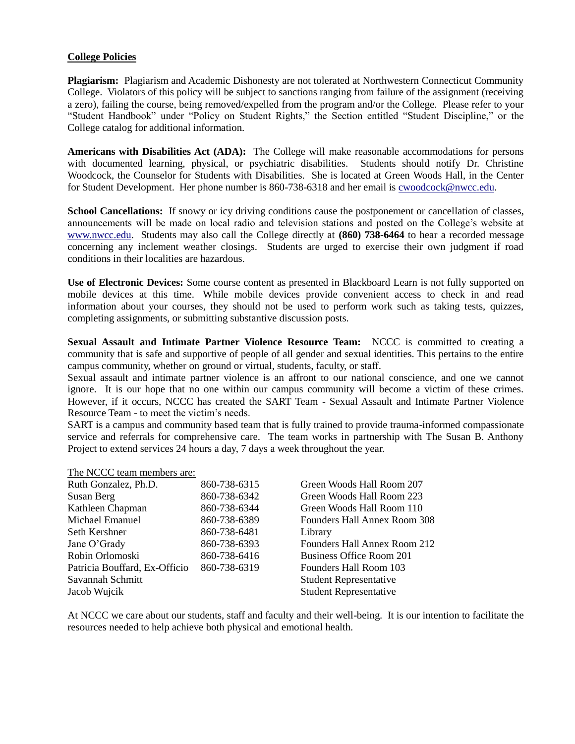**College Policies**

**Plagiarism:** Plagiarism and Academic Dishonesty are not tolerated at Northwestern Connecticut Community College. Violators of this policy will be subject to sanctions ranging from failure of the assignment (receiving a zero), failing the course, being removed/expelled from the program and/or the College. Please refer to your "Student Handbook" under "Policy on Student Rights," the Section entitled "Student Discipline," or the College catalog for additional information.

**Americans with Disabilities Act (ADA):** The College will make reasonable accommodations for persons with documented learning, physical, or psychiatric disabilities. Students should notify Dr. Christine Woodcock, the Counselor for Students with Disabilities. She is located at Green Woods Hall, in the Center for Student Development. Her phone number is 860-738-6318 and her email is cwoodcock@nwcc.edu.

**School Cancellations:** If snowy or icy driving conditions cause the postponement or cancellation of classes, announcements will be made on local radio and television stations and posted on the College's website at www.nwcc.edu. Students may also call the College directly at **(860) 738-6464** to hear a recorded message concerning any inclement weather closings. Students are urged to exercise their own judgment if road conditions in their localities are hazardous.

**Use of Electronic Devices:** Some course content as presented in Blackboard Learn is not fully supported on mobile devices at this time. While mobile devices provide convenient access to check in and read information about your courses, they should not be used to perform work such as taking tests, quizzes, completing assignments, or submitting substantive discussion posts.

**Sexual Assault and Intimate Partner Violence Resource Team:** NCCC is committed to creating a community that is safe and supportive of people of all gender and sexual identities. This pertains to the entire campus community, whether on ground or virtual, students, faculty, or staff.

Sexual assault and intimate partner violence is an affront to our national conscience, and one we cannot ignore. It is our hope that no one within our campus community will become a victim of these crimes. However, if it occurs, NCCC has created the SART Team - Sexual Assault and Intimate Partner Violence Resource Team - to meet the victim's needs.

SART is a campus and community based team that is fully trained to provide trauma-informed compassionate service and referrals for comprehensive care. The team works in partnership with The Susan B. Anthony Project to extend services 24 hours a day, 7 days a week throughout the year.

The NCCC team members are:

| | | |
|---|---|---|
| Ruth Gonzalez, Ph.D. | 860-738-6315 | Green Woods Hall Room 207 |
| Susan Berg | 860-738-6342 | Green Woods Hall Room 223 |
| Kathleen Chapman | 860-738-6344 | Green Woods Hall Room 110 |
| Michael Emanuel | 860-738-6389 | Founders Hall Annex Room 308 |
| Seth Kershner | 860-738-6481 | Library |
| Jane O'Grady | 860-738-6393 | Founders Hall Annex Room 212 |
| Robin Orlomoski | 860-738-6416 | Business Office Room 201 |
| Patricia Bouffard, Ex-Officio | 860-738-6319 | Founders Hall Room 103 |
| Savannah Schmitt | | Student Representative |
| Jacob Wujcik | | Student Representative |

At NCCC we care about our students, staff and faculty and their well-being. It is our intention to facilitate the resources needed to help achieve both physical and emotional health.